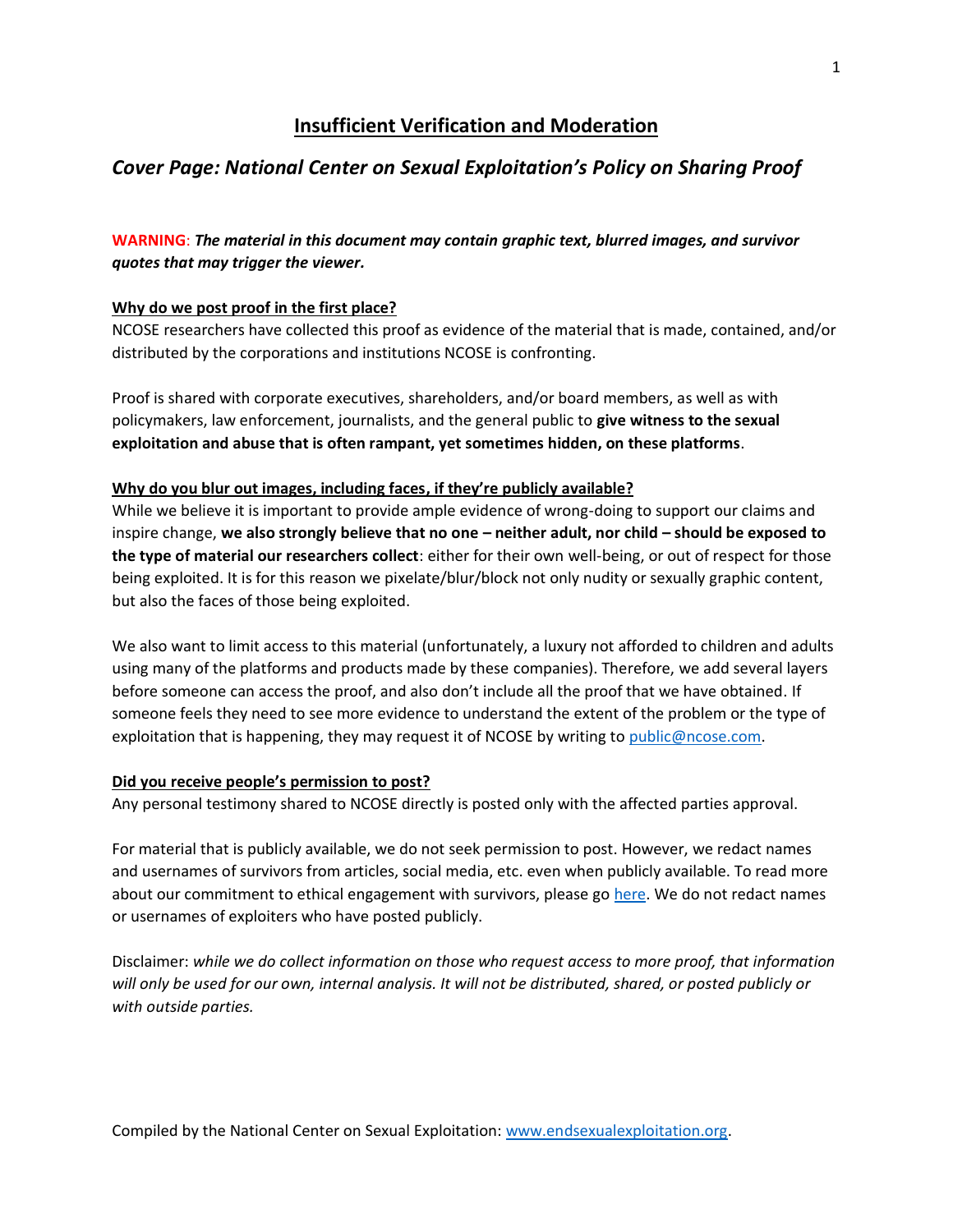# Insufficient Verification and Moderation

## *Cover Page: National Center on Sexual Exploitation's Policy on Sharing Proof*

**WARNING**: ***The material in this document may contain graphic text, blurred images, and survivor quotes that may trigger the viewer.***

**Why do we post proof in the first place?**

NCOSE researchers have collected this proof as evidence of the material that is made, contained, and/or distributed by the corporations and institutions NCOSE is confronting.

Proof is shared with corporate executives, shareholders, and/or board members, as well as with policymakers, law enforcement, journalists, and the general public to **give witness to the sexual exploitation and abuse that is often rampant, yet sometimes hidden, on these platforms**.

**Why do you blur out images, including faces, if they're publicly available?**

While we believe it is important to provide ample evidence of wrong-doing to support our claims and inspire change, **we also strongly believe that no one – neither adult, nor child – should be exposed to the type of material our researchers collect**: either for their own well-being, or out of respect for those being exploited. It is for this reason we pixelate/blur/block not only nudity or sexually graphic content, but also the faces of those being exploited.

We also want to limit access to this material (unfortunately, a luxury not afforded to children and adults using many of the platforms and products made by these companies). Therefore, we add several layers before someone can access the proof, and also don't include all the proof that we have obtained. If someone feels they need to see more evidence to understand the extent of the problem or the type of exploitation that is happening, they may request it of NCOSE by writing to [public@ncose.com](mailto:public@ncose.com).

**Did you receive people's permission to post?**

Any personal testimony shared to NCOSE directly is posted only with the affected parties approval.

For material that is publicly available, we do not seek permission to post. However, we redact names and usernames of survivors from articles, social media, etc. even when publicly available. To read more about our commitment to ethical engagement with survivors, please go [here](). We do not redact names or usernames of exploiters who have posted publicly.

Disclaimer: *while we do collect information on those who request access to more proof, that information will only be used for our own, internal analysis. It will not be distributed, shared, or posted publicly or with outside parties.*

Compiled by the National Center on Sexual Exploitation: [www.endsexualexploitation.org](http://www.endsexualexploitation.org).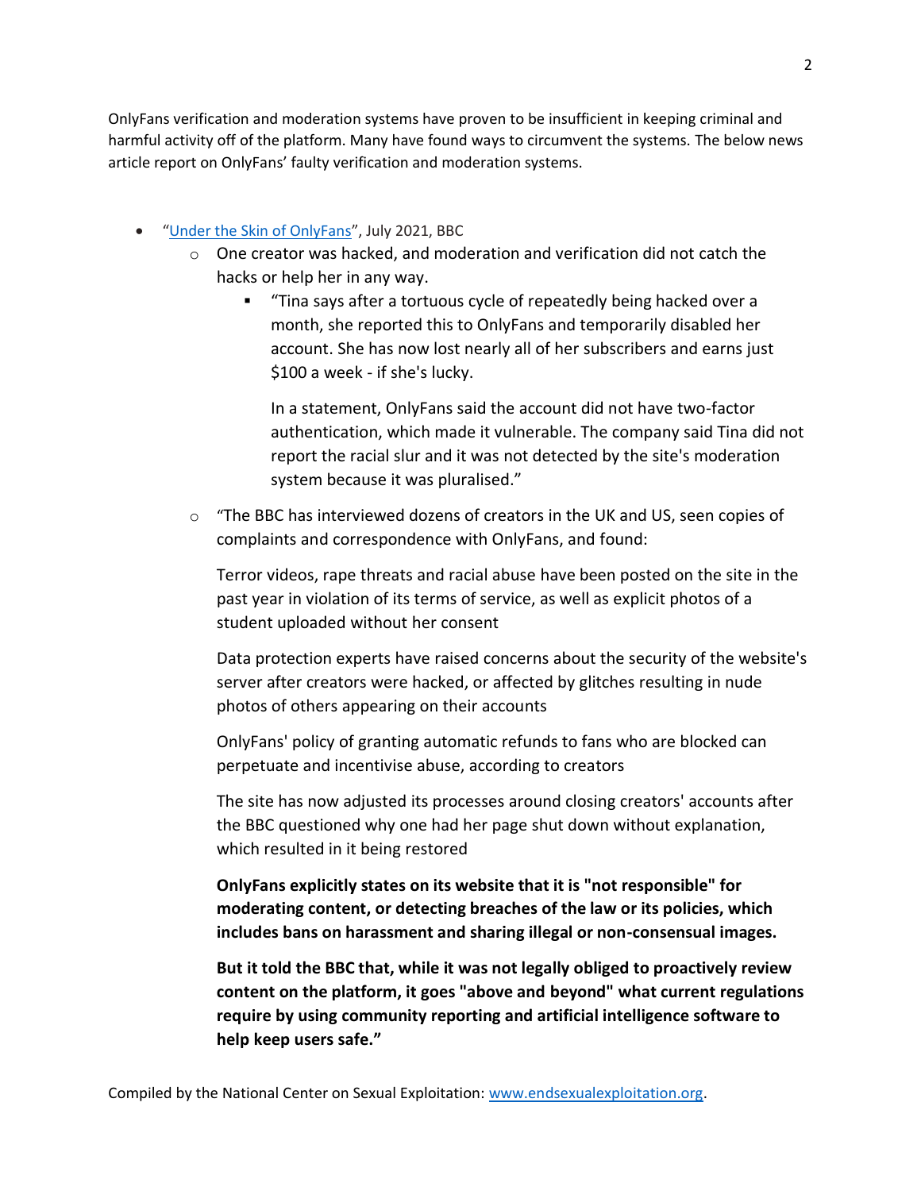OnlyFans verification and moderation systems have proven to be insufficient in keeping criminal and harmful activity off of the platform. Many have found ways to circumvent the systems. The below news article report on OnlyFans' faulty verification and moderation systems.

- "[Under the Skin of OnlyFans]", July 2021, BBC
  - One creator was hacked, and moderation and verification did not catch the hacks or help her in any way.
    - "Tina says after a tortuous cycle of repeatedly being hacked over a month, she reported this to OnlyFans and temporarily disabled her account. She has now lost nearly all of her subscribers and earns just $100 a week - if she's lucky.

      In a statement, OnlyFans said the account did not have two-factor authentication, which made it vulnerable. The company said Tina did not report the racial slur and it was not detected by the site's moderation system because it was pluralised."
  - "The BBC has interviewed dozens of creators in the UK and US, seen copies of complaints and correspondence with OnlyFans, and found:

    Terror videos, rape threats and racial abuse have been posted on the site in the past year in violation of its terms of service, as well as explicit photos of a student uploaded without her consent

    Data protection experts have raised concerns about the security of the website's server after creators were hacked, or affected by glitches resulting in nude photos of others appearing on their accounts

    OnlyFans' policy of granting automatic refunds to fans who are blocked can perpetuate and incentivise abuse, according to creators

    The site has now adjusted its processes around closing creators' accounts after the BBC questioned why one had her page shut down without explanation, which resulted in it being restored

    **OnlyFans explicitly states on its website that it is "not responsible" for moderating content, or detecting breaches of the law or its policies, which includes bans on harassment and sharing illegal or non-consensual images.**

    **But it told the BBC that, while it was not legally obliged to proactively review content on the platform, it goes "above and beyond" what current regulations require by using community reporting and artificial intelligence software to help keep users safe."**

Compiled by the National Center on Sexual Exploitation: www.endsexualexploitation.org.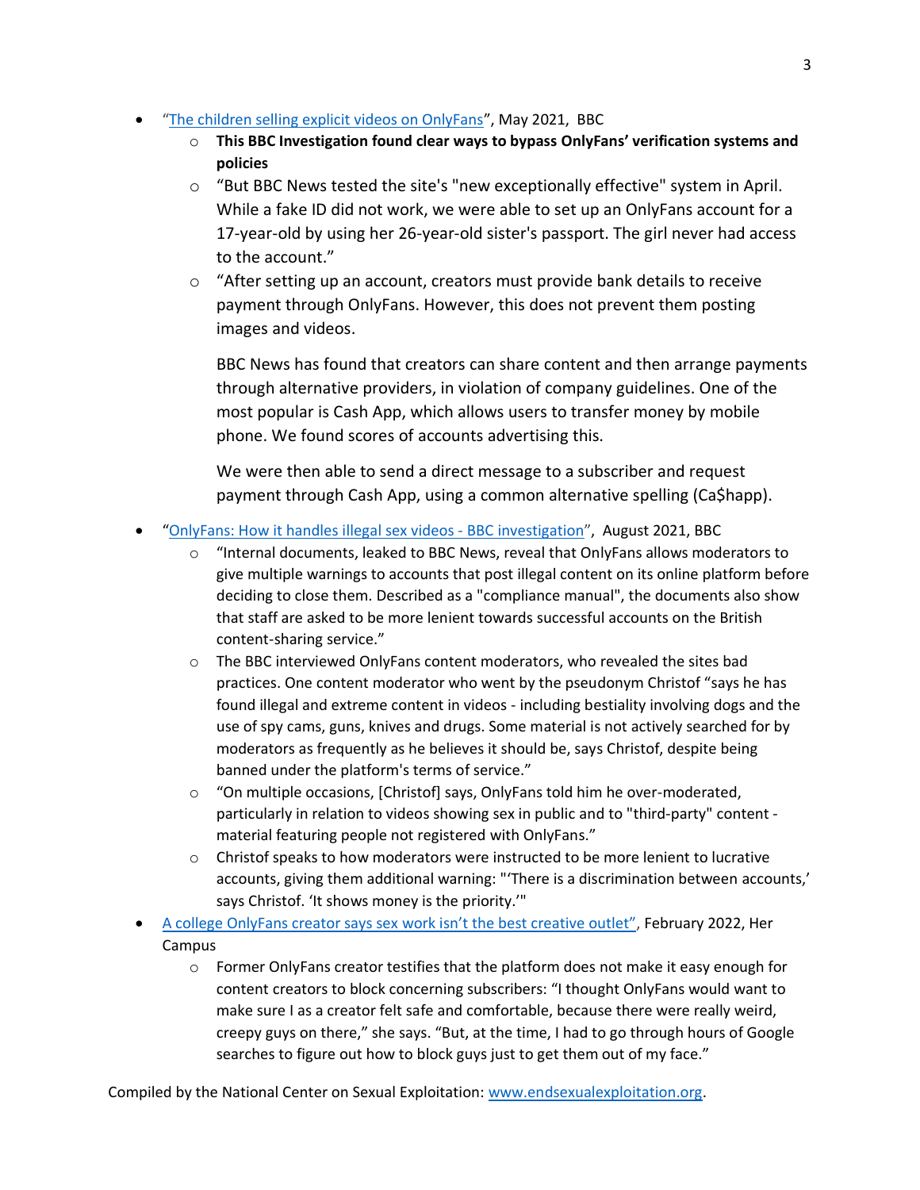- "[The children selling explicit videos on OnlyFans](#)", May 2021, BBC
  - **This BBC Investigation found clear ways to bypass OnlyFans' verification systems and policies**
  - "But BBC News tested the site's "new exceptionally effective" system in April. While a fake ID did not work, we were able to set up an OnlyFans account for a 17-year-old by using her 26-year-old sister's passport. The girl never had access to the account."
  - "After setting up an account, creators must provide bank details to receive payment through OnlyFans. However, this does not prevent them posting images and videos.

    BBC News has found that creators can share content and then arrange payments through alternative providers, in violation of company guidelines. One of the most popular is Cash App, which allows users to transfer money by mobile phone. We found scores of accounts advertising this.

    We were then able to send a direct message to a subscriber and request payment through Cash App, using a common alternative spelling (Ca$happ).
- "[OnlyFans: How it handles illegal sex videos - BBC investigation](#)", August 2021, BBC
  - "Internal documents, leaked to BBC News, reveal that OnlyFans allows moderators to give multiple warnings to accounts that post illegal content on its online platform before deciding to close them. Described as a "compliance manual", the documents also show that staff are asked to be more lenient towards successful accounts on the British content-sharing service."
  - The BBC interviewed OnlyFans content moderators, who revealed the sites bad practices. One content moderator who went by the pseudonym Christof "says he has found illegal and extreme content in videos - including bestiality involving dogs and the use of spy cams, guns, knives and drugs. Some material is not actively searched for by moderators as frequently as he believes it should be, says Christof, despite being banned under the platform's terms of service."
  - "On multiple occasions, [Christof] says, OnlyFans told him he over-moderated, particularly in relation to videos showing sex in public and to "third-party" content - material featuring people not registered with OnlyFans."
  - Christof speaks to how moderators were instructed to be more lenient to lucrative accounts, giving them additional warning: "'There is a discrimination between accounts,' says Christof. 'It shows money is the priority.'"
- [A college OnlyFans creator says sex work isn't the best creative outlet"](#), February 2022, Her Campus
  - Former OnlyFans creator testifies that the platform does not make it easy enough for content creators to block concerning subscribers: "I thought OnlyFans would want to make sure I as a creator felt safe and comfortable, because there were really weird, creepy guys on there," she says. "But, at the time, I had to go through hours of Google searches to figure out how to block guys just to get them out of my face."

Compiled by the National Center on Sexual Exploitation: [www.endsexualexploitation.org](http://www.endsexualexploitation.org).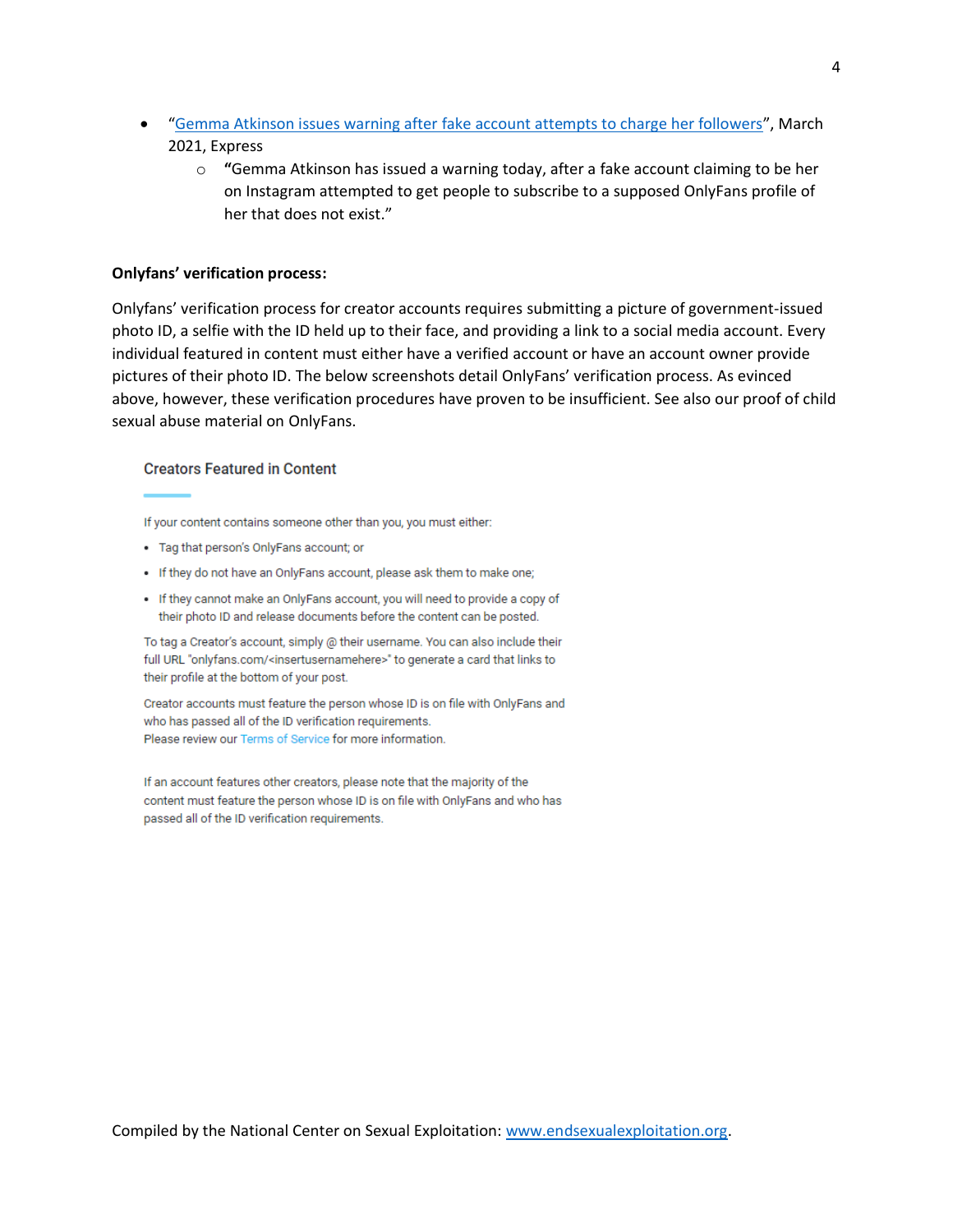- "[Gemma Atkinson issues warning after fake account attempts to charge her followers](#)", March 2021, Express
    - **"**Gemma Atkinson has issued a warning today, after a fake account claiming to be her on Instagram attempted to get people to subscribe to a supposed OnlyFans profile of her that does not exist."

**Onlyfans' verification process:**

Onlyfans' verification process for creator accounts requires submitting a picture of government-issued photo ID, a selfie with the ID held up to their face, and providing a link to a social media account. Every individual featured in content must either have a verified account or have an account owner provide pictures of their photo ID. The below screenshots detail OnlyFans' verification process. As evinced above, however, these verification procedures have proven to be insufficient. See also our proof of child sexual abuse material on OnlyFans.

### Creators Featured in Content

If your content contains someone other than you, you must either:

- Tag that person's OnlyFans account; or
- If they do not have an OnlyFans account, please ask them to make one;
- If they cannot make an OnlyFans account, you will need to provide a copy of their photo ID and release documents before the content can be posted.

To tag a Creator's account, simply @ their username. You can also include their full URL "onlyfans.com/<insertusernamehere>" to generate a card that links to their profile at the bottom of your post.

Creator accounts must feature the person whose ID is on file with OnlyFans and who has passed all of the ID verification requirements.
Please review our Terms of Service for more information.

If an account features other creators, please note that the majority of the content must feature the person whose ID is on file with OnlyFans and who has passed all of the ID verification requirements.

Compiled by the National Center on Sexual Exploitation: [www.endsexualexploitation.org](http://www.endsexualexploitation.org).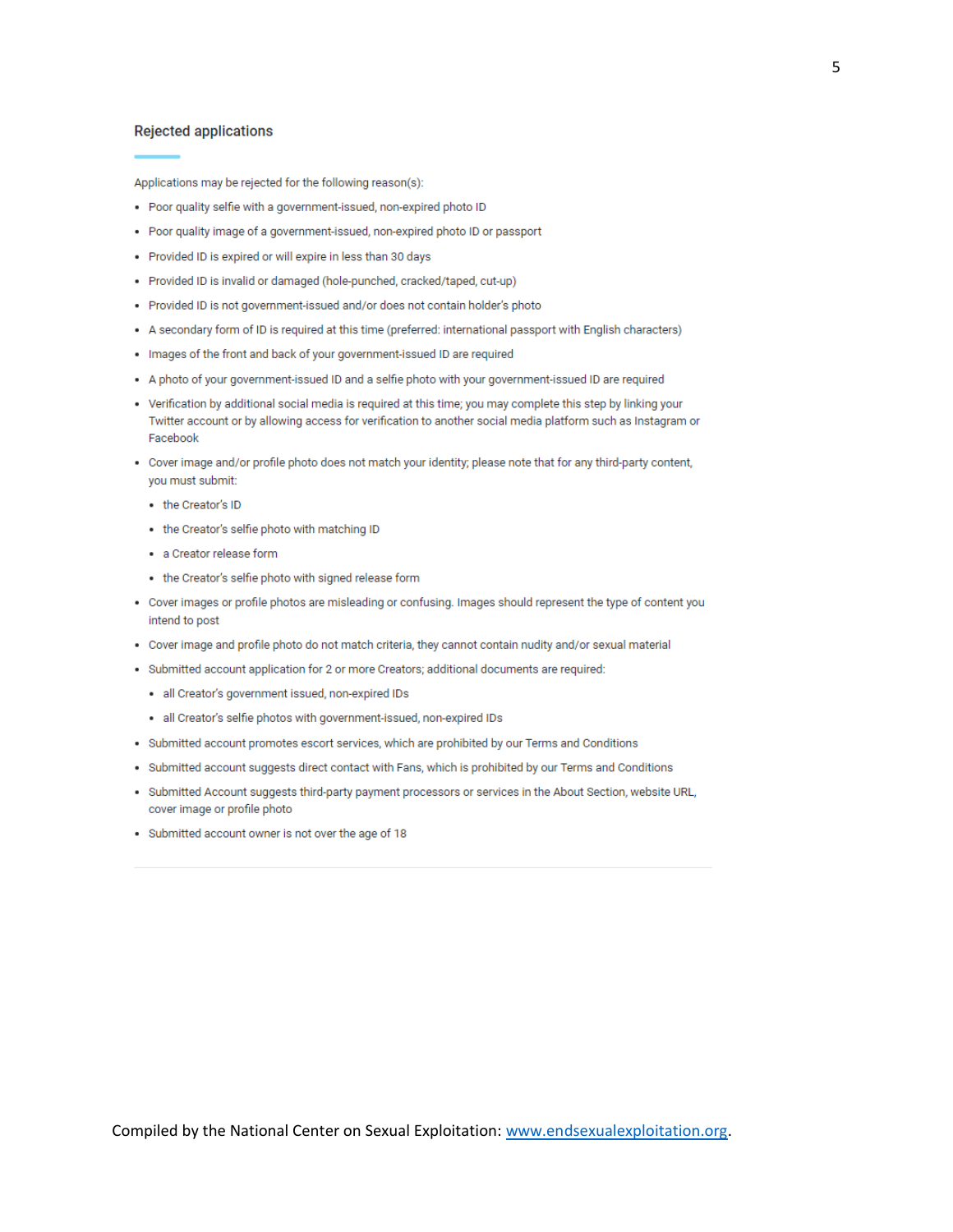### Rejected applications

Applications may be rejected for the following reason(s):

- Poor quality selfie with a government-issued, non-expired photo ID
- Poor quality image of a government-issued, non-expired photo ID or passport
- Provided ID is expired or will expire in less than 30 days
- Provided ID is invalid or damaged (hole-punched, cracked/taped, cut-up)
- Provided ID is not government-issued and/or does not contain holder's photo
- A secondary form of ID is required at this time (preferred: international passport with English characters)
- Images of the front and back of your government-issued ID are required
- A photo of your government-issued ID and a selfie photo with your government-issued ID are required
- Verification by additional social media is required at this time; you may complete this step by linking your Twitter account or by allowing access for verification to another social media platform such as Instagram or Facebook
- Cover image and/or profile photo does not match your identity; please note that for any third-party content, you must submit:
    - the Creator's ID
    - the Creator's selfie photo with matching ID
    - a Creator release form
    - the Creator's selfie photo with signed release form
- Cover images or profile photos are misleading or confusing. Images should represent the type of content you intend to post
- Cover image and profile photo do not match criteria, they cannot contain nudity and/or sexual material
- Submitted account application for 2 or more Creators; additional documents are required:
    - all Creator's government issued, non-expired IDs
    - all Creator's selfie photos with government-issued, non-expired IDs
- Submitted account promotes escort services, which are prohibited by our Terms and Conditions
- Submitted account suggests direct contact with Fans, which is prohibited by our Terms and Conditions
- Submitted Account suggests third-party payment processors or services in the About Section, website URL, cover image or profile photo
- Submitted account owner is not over the age of 18

---

Compiled by the National Center on Sexual Exploitation: [www.endsexualexploitation.org](http://www.endsexualexploitation.org).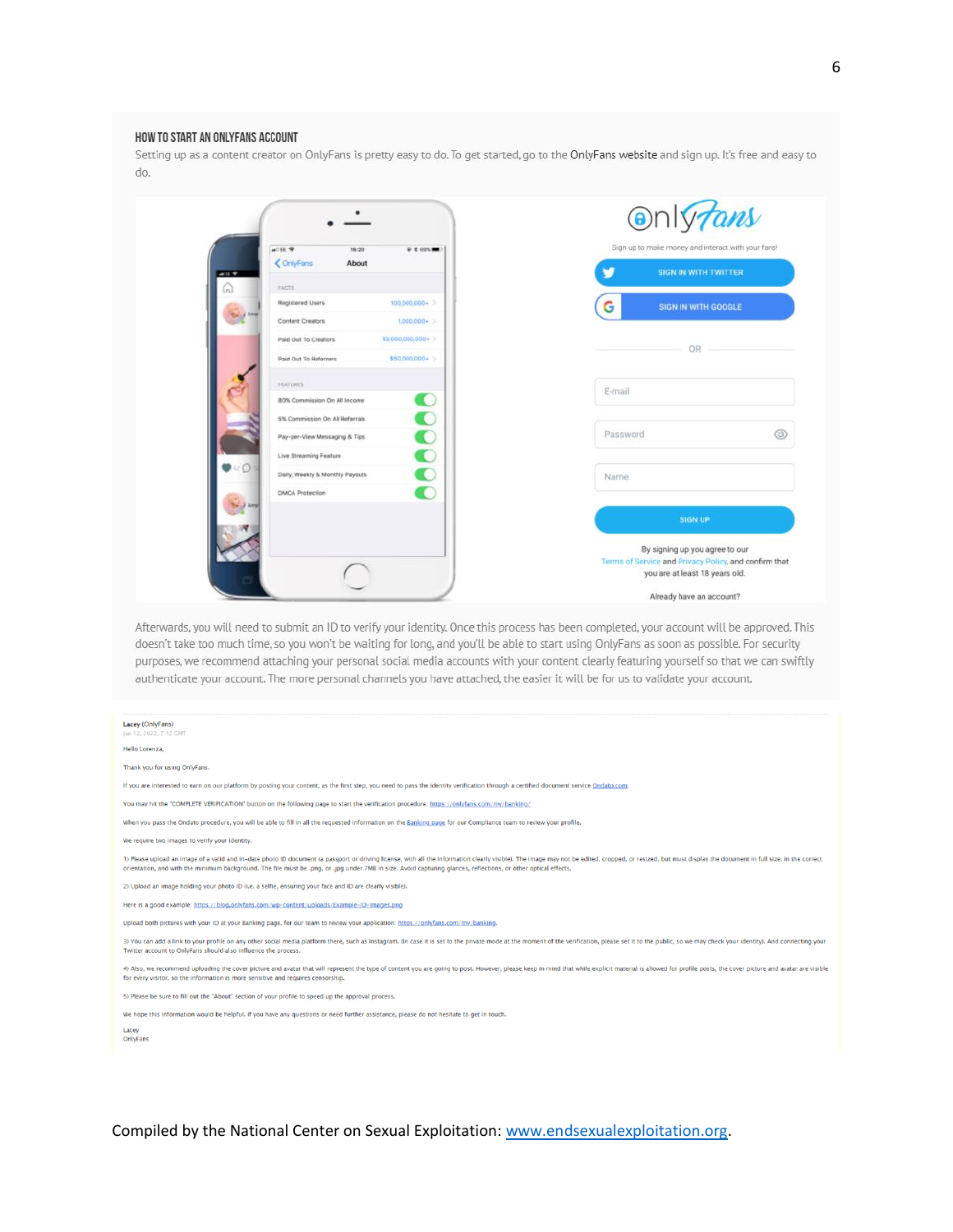### HOW TO START AN ONLYFANS ACCOUNT

Setting up as a content creator on OnlyFans is pretty easy to do. To get started, go to the OnlyFans website and sign up. It's free and easy to do.

Afterwards, you will need to submit an ID to verify your identity. Once this process has been completed, your account will be approved. This doesn't take too much time, so you won't be waiting for long, and you'll be able to start using OnlyFans as soon as possible. For security purposes, we recommend attaching your personal social media accounts with your content clearly featuring yourself so that we can swiftly authenticate your account. The more personal channels you have attached, the easier it will be for us to validate your account.

Lacey (OnlyFans)
Jan 12, 2022, 7:42 GMT

Hello Lorenza,

Thank you for using OnlyFans.

If you are interested to earn on our platform by posting your content, as the first step, you need to pass the identity verification through a certified document service Ondato.com.

You may hit the "COMPLETE VERIFICATION" button on the following page to start the verification procedure: https://onlyfans.com/my/banking/

When you pass the Ondato procedure, you will be able to fill in all the requested information on the Banking page for our Compliance team to review your profile.

We require two images to verify your identity.

1) Please upload an image of a valid and in-date photo ID document (a passport or driving license, with all the information clearly visible). The image may not be edited, cropped, or resized, but must display the document in full size, in the correct orientation, and with the minimum background. The file must be .png, or .jpg under 7MB in size. Avoid capturing glances, reflections, or other optical effects.

2) Upload an image holding your photo ID (i.e. a selfie, ensuring your face and ID are clearly visible).

Here is a good example: https://blog.onlyfans.com/wp-content/uploads/Example-ID-images.png

Upload both pictures with your ID at your Banking page, for our team to review your application: https://onlyfans.com/my/banking.

3) You can add a link to your profile on any other social media platform there, such as Instagram. (In case it is set to the private mode at the moment of the verification, please set it to the public, so we may check your identity). And connecting your Twitter account to OnlyFans should also influence the process.

4) Also, we recommend uploading the cover picture and avatar that will represent the type of content you are going to post. However, please keep in mind that while explicit material is allowed for profile posts, the cover picture and avatar are visible for every visitor, so the information is more sensitive and requires censorship.

5) Please be sure to fill out the "About" section of your profile to speed up the approval process.

We hope this information would be helpful. If you have any questions or need further assistance, please do not hesitate to get in touch.

Lacey
OnlyFans

Compiled by the National Center on Sexual Exploitation: www.endsexualexploitation.org.